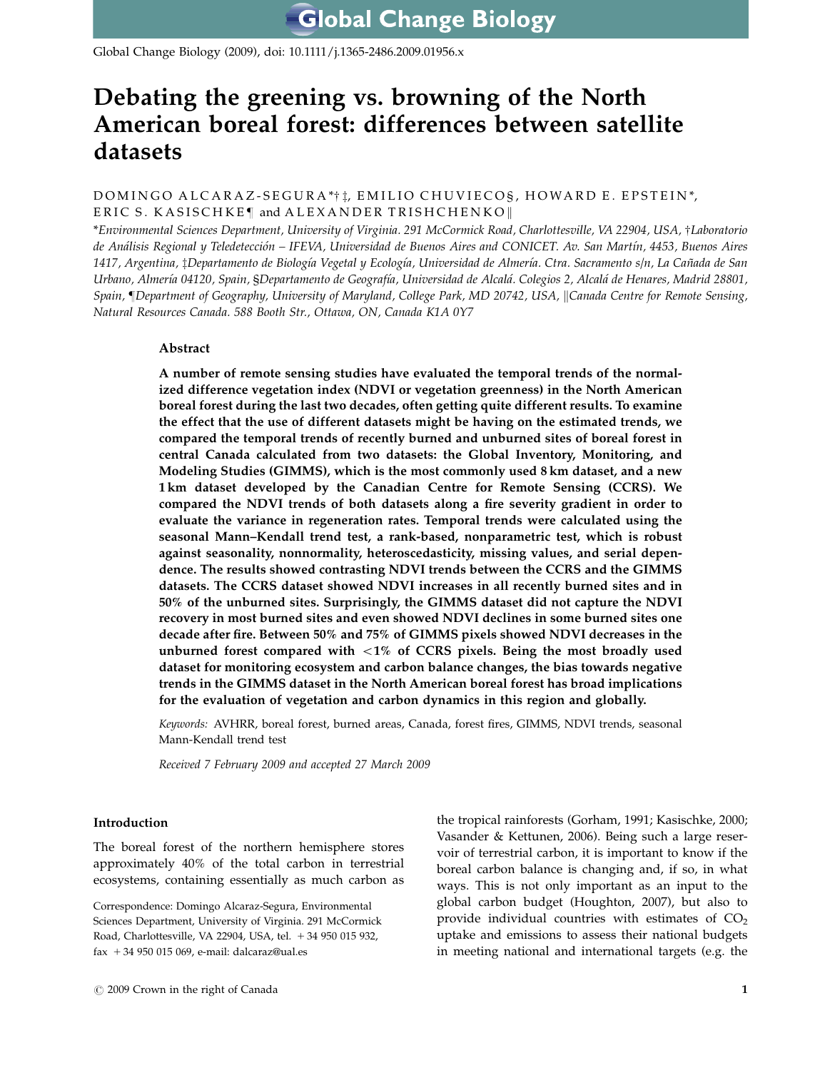# Debating the greening vs. browning of the North American boreal forest: differences between satellite datasets

DOMINGO ALCARAZ-SEGURA*†‡, EMILIO CHUVIECO§, HOWARD E. EPSTEIN*, ERIC S. KASISCHKE¶ and ALEXANDER TRISHCHENKO‖

*Environmental Sciences Department, University of Virginia. 291 McCormick Road, Charlottesville, VA 22904, USA, †Laboratorio de Análisis Regional y Teledetección – IFEVA, Universidad de Buenos Aires and CONICET. Av. San Martín, 4453, Buenos Aires 1417, Argentina, ‡Departamento de Biología Vegetal y Ecología, Universidad de Almería. Ctra. Sacramento s/n, La Cañada de San Urbano, Almería 04120, Spain, §Departamento de Geografía, Universidad de Alcalá. Colegios 2, Alcalá de Henares, Madrid 28801, Spain, ¶Department of Geography, University of Maryland, College Park, MD 20742, USA, ‖Canada Centre for Remote Sensing, Natural Resources Canada. 588 Booth Str., Ottawa, ON, Canada K1A 0Y7

## Abstract

**A number of remote sensing studies have evaluated the temporal trends of the normalized difference vegetation index (NDVI or vegetation greenness) in the North American boreal forest during the last two decades, often getting quite different results. To examine the effect that the use of different datasets might be having on the estimated trends, we compared the temporal trends of recently burned and unburned sites of boreal forest in central Canada calculated from two datasets: the Global Inventory, Monitoring, and Modeling Studies (GIMMS), which is the most commonly used 8 km dataset, and a new 1 km dataset developed by the Canadian Centre for Remote Sensing (CCRS). We compared the NDVI trends of both datasets along a fire severity gradient in order to evaluate the variance in regeneration rates. Temporal trends were calculated using the seasonal Mann–Kendall trend test, a rank-based, nonparametric test, which is robust against seasonality, nonnormality, heteroscedasticity, missing values, and serial dependence. The results showed contrasting NDVI trends between the CCRS and the GIMMS datasets. The CCRS dataset showed NDVI increases in all recently burned sites and in 50% of the unburned sites. Surprisingly, the GIMMS dataset did not capture the NDVI recovery in most burned sites and even showed NDVI declines in some burned sites one decade after fire. Between 50% and 75% of GIMMS pixels showed NDVI decreases in the unburned forest compared with <1% of CCRS pixels. Being the most broadly used dataset for monitoring ecosystem and carbon balance changes, the bias towards negative trends in the GIMMS dataset in the North American boreal forest has broad implications for the evaluation of vegetation and carbon dynamics in this region and globally.**

*Keywords:* AVHRR, boreal forest, burned areas, Canada, forest fires, GIMMS, NDVI trends, seasonal Mann-Kendall trend test

*Received 7 February 2009 and accepted 27 March 2009*

## Introduction

The boreal forest of the northern hemisphere stores approximately 40% of the total carbon in terrestrial ecosystems, containing essentially as much carbon as the tropical rainforests (Gorham, 1991; Kasischke, 2000; Vasander & Kettunen, 2006). Being such a large reservoir of terrestrial carbon, it is important to know if the boreal carbon balance is changing and, if so, in what ways. This is not only important as an input to the global carbon budget (Houghton, 2007), but also to provide individual countries with estimates of $CO_2$ uptake and emissions to assess their national budgets in meeting national and international targets (e.g. the

Correspondence: Domingo Alcaraz-Segura, Environmental Sciences Department, University of Virginia. 291 McCormick Road, Charlottesville, VA 22904, USA, tel. +34 950 015 932, fax +34 950 015 069, e-mail: dalcaraz@ual.es

© 2009 Crown in the right of Canada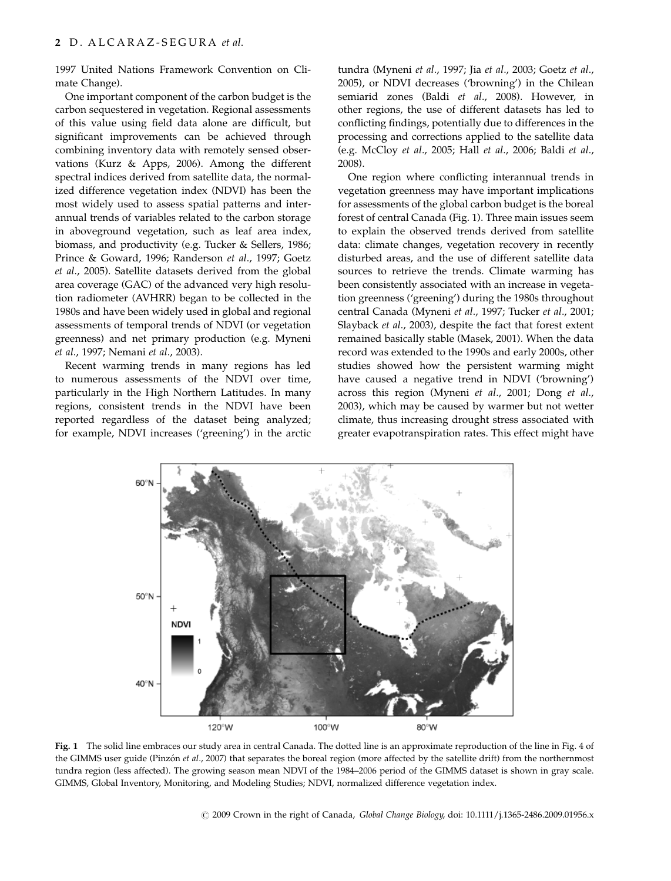1997 United Nations Framework Convention on Climate Change).

One important component of the carbon budget is the carbon sequestered in vegetation. Regional assessments of this value using field data alone are difficult, but significant improvements can be achieved through combining inventory data with remotely sensed observations (Kurz & Apps, 2006). Among the different spectral indices derived from satellite data, the normalized difference vegetation index (NDVI) has been the most widely used to assess spatial patterns and interannual trends of variables related to the carbon storage in aboveground vegetation, such as leaf area index, biomass, and productivity (e.g. Tucker & Sellers, 1986; Prince & Goward, 1996; Randerson *et al*., 1997; Goetz *et al*., 2005). Satellite datasets derived from the global area coverage (GAC) of the advanced very high resolution radiometer (AVHRR) began to be collected in the 1980s and have been widely used in global and regional assessments of temporal trends of NDVI (or vegetation greenness) and net primary production (e.g. Myneni *et al*., 1997; Nemani *et al*., 2003).

Recent warming trends in many regions has led to numerous assessments of the NDVI over time, particularly in the High Northern Latitudes. In many regions, consistent trends in the NDVI have been reported regardless of the dataset being analyzed; for example, NDVI increases ('greening') in the arctic tundra (Myneni *et al*., 1997; Jia *et al*., 2003; Goetz *et al*., 2005), or NDVI decreases ('browning') in the Chilean semiarid zones (Baldi *et al*., 2008). However, in other regions, the use of different datasets has led to conflicting findings, potentially due to differences in the processing and corrections applied to the satellite data (e.g. McCloy *et al*., 2005; Hall *et al*., 2006; Baldi *et al*., 2008).

One region where conflicting interannual trends in vegetation greenness may have important implications for assessments of the global carbon budget is the boreal forest of central Canada (Fig. 1). Three main issues seem to explain the observed trends derived from satellite data: climate changes, vegetation recovery in recently disturbed areas, and the use of different satellite data sources to retrieve the trends. Climate warming has been consistently associated with an increase in vegetation greenness ('greening') during the 1980s throughout central Canada (Myneni *et al*., 1997; Tucker *et al*., 2001; Slayback *et al*., 2003), despite the fact that forest extent remained basically stable (Masek, 2001). When the data record was extended to the 1990s and early 2000s, other studies showed how the persistent warming might have caused a negative trend in NDVI ('browning') across this region (Myneni *et al*., 2001; Dong *et al*., 2003), which may be caused by warmer but not wetter climate, thus increasing drought stress associated with greater evapotranspiration rates. This effect might have

**Fig. 1** The solid line embraces our study area in central Canada. The dotted line is an approximate reproduction of the line in Fig. 4 of the GIMMS user guide (Pinzón *et al*., 2007) that separates the boreal region (more affected by the satellite drift) from the northernmost tundra region (less affected). The growing season mean NDVI of the 1984–2006 period of the GIMMS dataset is shown in gray scale. GIMMS, Global Inventory, Monitoring, and Modeling Studies; NDVI, normalized difference vegetation index.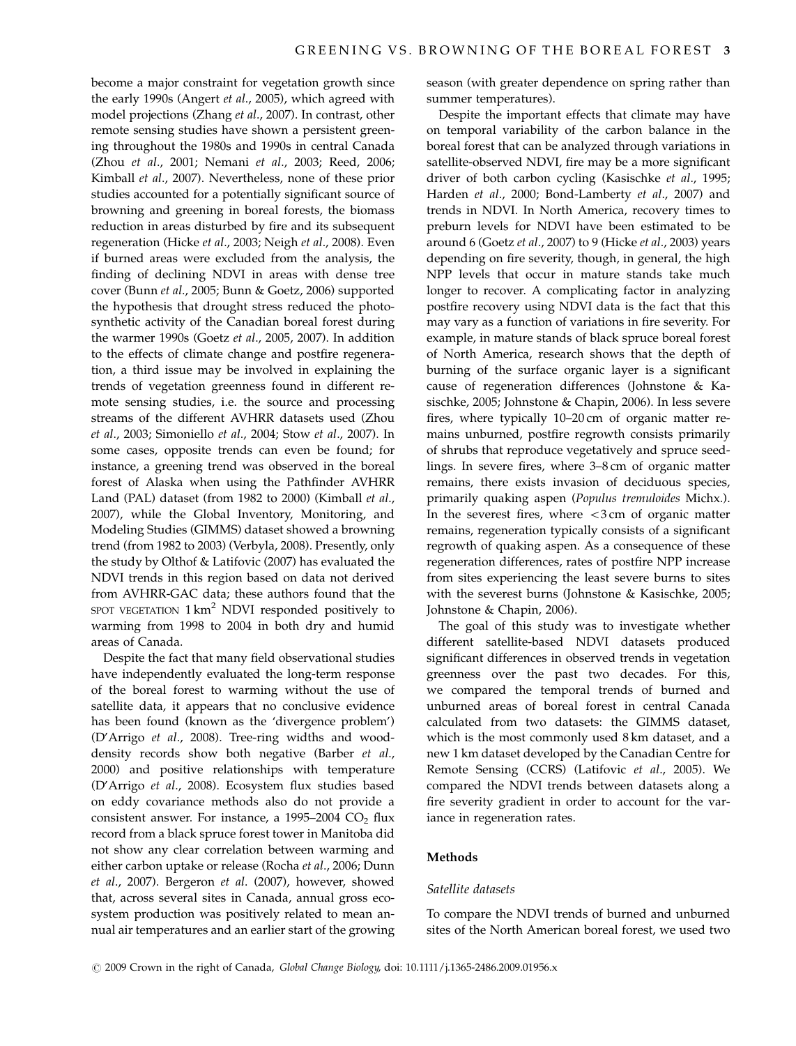become a major constraint for vegetation growth since the early 1990s (Angert *et al*., 2005), which agreed with model projections (Zhang *et al*., 2007). In contrast, other remote sensing studies have shown a persistent greening throughout the 1980s and 1990s in central Canada (Zhou *et al*., 2001; Nemani *et al*., 2003; Reed, 2006; Kimball *et al*., 2007). Nevertheless, none of these prior studies accounted for a potentially significant source of browning and greening in boreal forests, the biomass reduction in areas disturbed by fire and its subsequent regeneration (Hicke *et al*., 2003; Neigh *et al*., 2008). Even if burned areas were excluded from the analysis, the finding of declining NDVI in areas with dense tree cover (Bunn *et al*., 2005; Bunn & Goetz, 2006) supported the hypothesis that drought stress reduced the photosynthetic activity of the Canadian boreal forest during the warmer 1990s (Goetz *et al*., 2005, 2007). In addition to the effects of climate change and postfire regeneration, a third issue may be involved in explaining the trends of vegetation greenness found in different remote sensing studies, i.e. the source and processing streams of the different AVHRR datasets used (Zhou *et al*., 2003; Simoniello *et al*., 2004; Stow *et al*., 2007). In some cases, opposite trends can even be found; for instance, a greening trend was observed in the boreal forest of Alaska when using the Pathfinder AVHRR Land (PAL) dataset (from 1982 to 2000) (Kimball *et al*., 2007), while the Global Inventory, Monitoring, and Modeling Studies (GIMMS) dataset showed a browning trend (from 1982 to 2003) (Verbyla, 2008). Presently, only the study by Olthof & Latifovic (2007) has evaluated the NDVI trends in this region based on data not derived from AVHRR-GAC data; these authors found that the SPOT VEGETATION 1 $km^2$ NDVI responded positively to warming from 1998 to 2004 in both dry and humid areas of Canada.

Despite the fact that many field observational studies have independently evaluated the long-term response of the boreal forest to warming without the use of satellite data, it appears that no conclusive evidence has been found (known as the 'divergence problem') (D'Arrigo *et al*., 2008). Tree-ring widths and wood-density records show both negative (Barber *et al*., 2000) and positive relationships with temperature (D'Arrigo *et al*., 2008). Ecosystem flux studies based on eddy covariance methods also do not provide a consistent answer. For instance, a 1995–2004 $CO_2$ flux record from a black spruce forest tower in Manitoba did not show any clear correlation between warming and either carbon uptake or release (Rocha *et al*., 2006; Dunn *et al*., 2007). Bergeron *et al*. (2007), however, showed that, across several sites in Canada, annual gross ecosystem production was positively related to mean annual air temperatures and an earlier start of the growing season (with greater dependence on spring rather than summer temperatures).

Despite the important effects that climate may have on temporal variability of the carbon balance in the boreal forest that can be analyzed through variations in satellite-observed NDVI, fire may be a more significant driver of both carbon cycling (Kasischke *et al*., 1995; Harden *et al*., 2000; Bond-Lamberty *et al*., 2007) and trends in NDVI. In North America, recovery times to preburn levels for NDVI have been estimated to be around 6 (Goetz *et al*., 2007) to 9 (Hicke *et al*., 2003) years depending on fire severity, though, in general, the high NPP levels that occur in mature stands take much longer to recover. A complicating factor in analyzing postfire recovery using NDVI data is the fact that this may vary as a function of variations in fire severity. For example, in mature stands of black spruce boreal forest of North America, research shows that the depth of burning of the surface organic layer is a significant cause of regeneration differences (Johnstone & Kasischke, 2005; Johnstone & Chapin, 2006). In less severe fires, where typically 10–20 cm of organic matter remains unburned, postfire regrowth consists primarily of shrubs that reproduce vegetatively and spruce seedlings. In severe fires, where 3–8 cm of organic matter remains, there exists invasion of deciduous species, primarily quaking aspen (*Populus tremuloides* Michx.). In the severest fires, where $<3$ cm of organic matter remains, regeneration typically consists of a significant regrowth of quaking aspen. As a consequence of these regeneration differences, rates of postfire NPP increase from sites experiencing the least severe burns to sites with the severest burns (Johnstone & Kasischke, 2005; Johnstone & Chapin, 2006).

The goal of this study was to investigate whether different satellite-based NDVI datasets produced significant differences in observed trends in vegetation greenness over the past two decades. For this, we compared the temporal trends of burned and unburned areas of boreal forest in central Canada calculated from two datasets: the GIMMS dataset, which is the most commonly used 8 km dataset, and a new 1 km dataset developed by the Canadian Centre for Remote Sensing (CCRS) (Latifovic *et al*., 2005). We compared the NDVI trends between datasets along a fire severity gradient in order to account for the variance in regeneration rates.

## Methods

### *Satellite datasets*

To compare the NDVI trends of burned and unburned sites of the North American boreal forest, we used two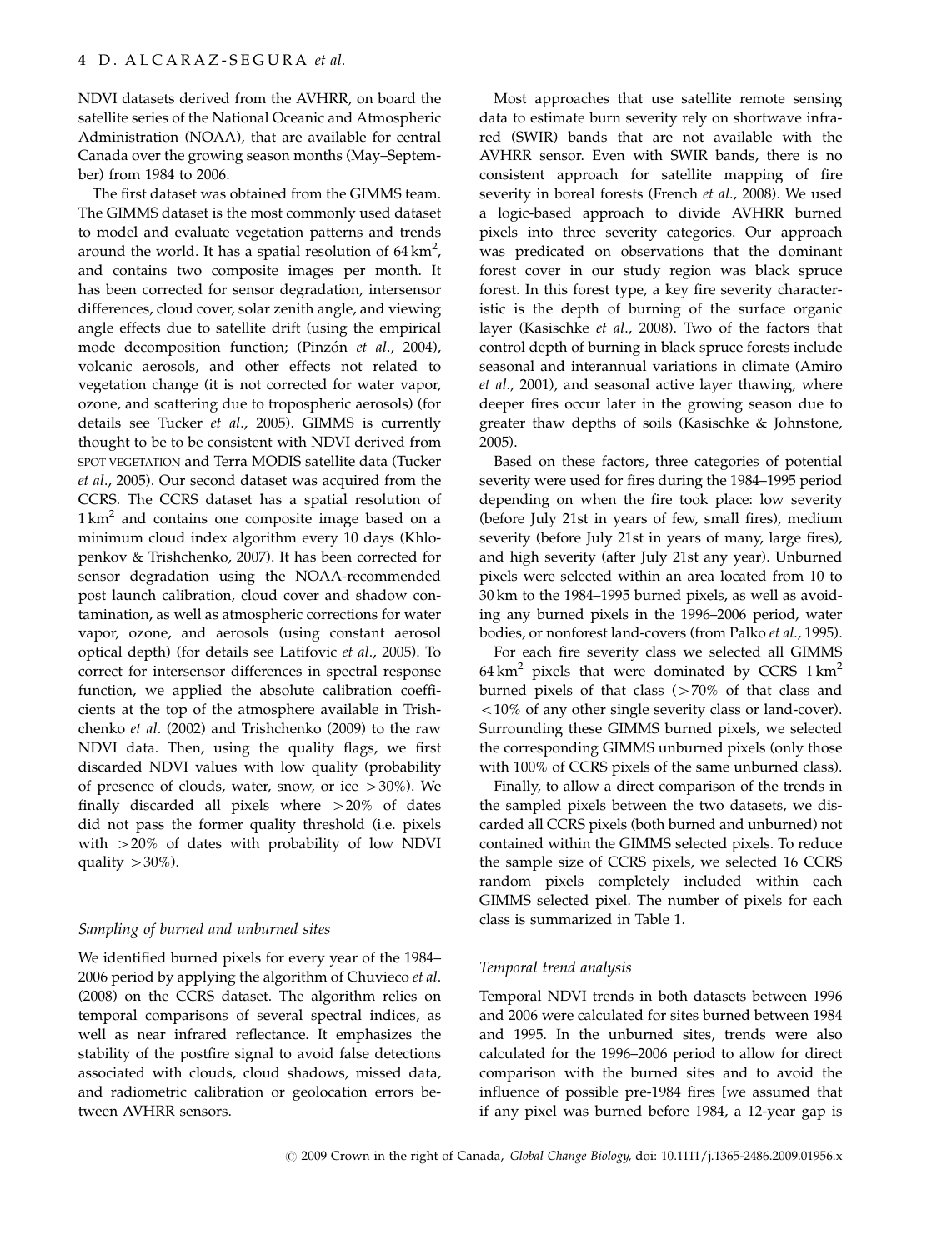NDVI datasets derived from the AVHRR, on board the satellite series of the National Oceanic and Atmospheric Administration (NOAA), that are available for central Canada over the growing season months (May–September) from 1984 to 2006.

The first dataset was obtained from the GIMMS team. The GIMMS dataset is the most commonly used dataset to model and evaluate vegetation patterns and trends around the world. It has a spatial resolution of $64\,\text{km}^2$, and contains two composite images per month. It has been corrected for sensor degradation, intersensor differences, cloud cover, solar zenith angle, and viewing angle effects due to satellite drift (using the empirical mode decomposition function; (Pinzón *et al*., 2004), volcanic aerosols, and other effects not related to vegetation change (it is not corrected for water vapor, ozone, and scattering due to tropospheric aerosols) (for details see Tucker *et al*., 2005). GIMMS is currently thought to be to be consistent with NDVI derived from SPOT VEGETATION and Terra MODIS satellite data (Tucker *et al*., 2005). Our second dataset was acquired from the CCRS. The CCRS dataset has a spatial resolution of $1\,\text{km}^2$ and contains one composite image based on a minimum cloud index algorithm every 10 days (Khlopenkov & Trishchenko, 2007). It has been corrected for sensor degradation using the NOAA-recommended post launch calibration, cloud cover and shadow contamination, as well as atmospheric corrections for water vapor, ozone, and aerosols (using constant aerosol optical depth) (for details see Latifovic *et al*., 2005). To correct for intersensor differences in spectral response function, we applied the absolute calibration coefficients at the top of the atmosphere available in Trishchenko *et al*. (2002) and Trishchenko (2009) to the raw NDVI data. Then, using the quality flags, we first discarded NDVI values with low quality (probability of presence of clouds, water, snow, or ice $>30\%$). We finally discarded all pixels where $>20\%$ of dates did not pass the former quality threshold (i.e. pixels with $>20\%$ of dates with probability of low NDVI quality $>30\%$).

### *Sampling of burned and unburned sites*

We identified burned pixels for every year of the 1984–2006 period by applying the algorithm of Chuvieco *et al*. (2008) on the CCRS dataset. The algorithm relies on temporal comparisons of several spectral indices, as well as near infrared reflectance. It emphasizes the stability of the postfire signal to avoid false detections associated with clouds, cloud shadows, missed data, and radiometric calibration or geolocation errors between AVHRR sensors.

Most approaches that use satellite remote sensing data to estimate burn severity rely on shortwave infrared (SWIR) bands that are not available with the AVHRR sensor. Even with SWIR bands, there is no consistent approach for satellite mapping of fire severity in boreal forests (French *et al*., 2008). We used a logic-based approach to divide AVHRR burned pixels into three severity categories. Our approach was predicated on observations that the dominant forest cover in our study region was black spruce forest. In this forest type, a key fire severity characteristic is the depth of burning of the surface organic layer (Kasischke *et al*., 2008). Two of the factors that control depth of burning in black spruce forests include seasonal and interannual variations in climate (Amiro *et al*., 2001), and seasonal active layer thawing, where deeper fires occur later in the growing season due to greater thaw depths of soils (Kasischke & Johnstone, 2005).

Based on these factors, three categories of potential severity were used for fires during the 1984–1995 period depending on when the fire took place: low severity (before July 21st in years of few, small fires), medium severity (before July 21st in years of many, large fires), and high severity (after July 21st any year). Unburned pixels were selected within an area located from 10 to 30 km to the 1984–1995 burned pixels, as well as avoiding any burned pixels in the 1996–2006 period, water bodies, or nonforest land-covers (from Palko *et al*., 1995).

For each fire severity class we selected all GIMMS $64\,\text{km}^2$ pixels that were dominated by CCRS $1\,\text{km}^2$ burned pixels of that class ($>70\%$ of that class and $<10\%$ of any other single severity class or land-cover). Surrounding these GIMMS burned pixels, we selected the corresponding GIMMS unburned pixels (only those with 100% of CCRS pixels of the same unburned class).

Finally, to allow a direct comparison of the trends in the sampled pixels between the two datasets, we discarded all CCRS pixels (both burned and unburned) not contained within the GIMMS selected pixels. To reduce the sample size of CCRS pixels, we selected 16 CCRS random pixels completely included within each GIMMS selected pixel. The number of pixels for each class is summarized in Table 1.

### *Temporal trend analysis*

Temporal NDVI trends in both datasets between 1996 and 2006 were calculated for sites burned between 1984 and 1995. In the unburned sites, trends were also calculated for the 1996–2006 period to allow for direct comparison with the burned sites and to avoid the influence of possible pre-1984 fires [we assumed that if any pixel was burned before 1984, a 12-year gap is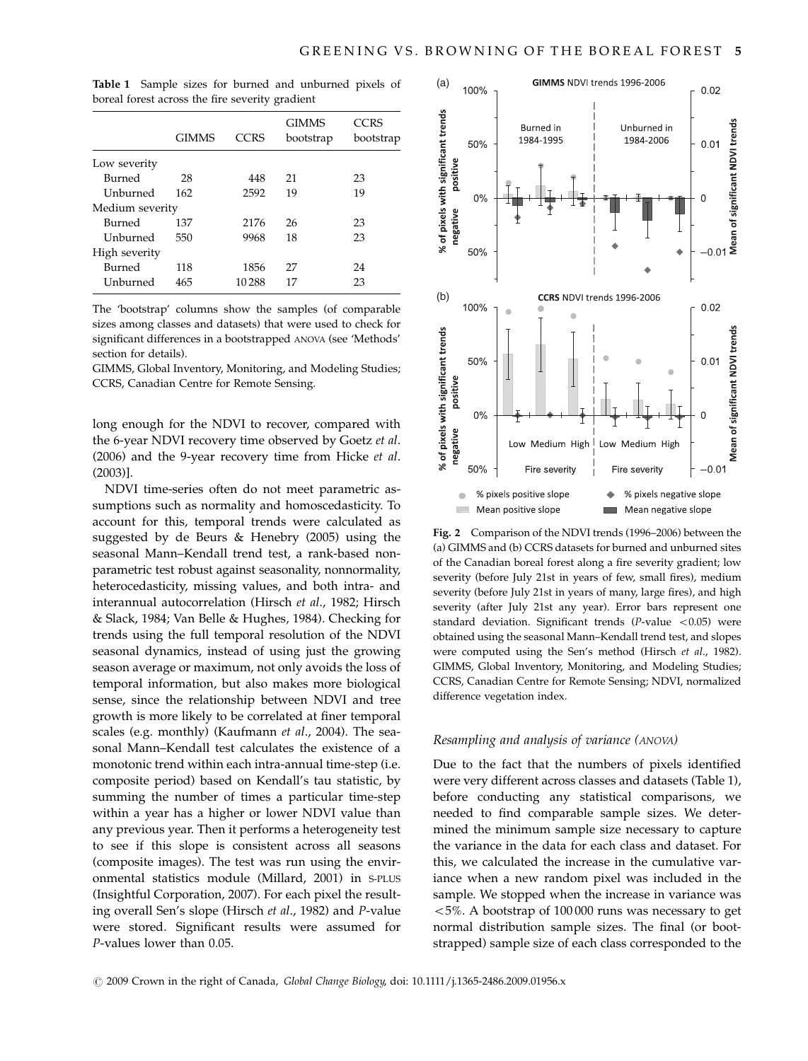**Table 1** Sample sizes for burned and unburned pixels of boreal forest across the fire severity gradient

| | GIMMS | CCRS | GIMMS bootstrap | CCRS bootstrap |
|---|---|---|---|---|
| Low severity | | | | |
| Burned | 28 | 448 | 21 | 23 |
| Unburned | 162 | 2592 | 19 | 19 |
| Medium severity | | | | |
| Burned | 137 | 2176 | 26 | 23 |
| Unburned | 550 | 9968 | 18 | 23 |
| High severity | | | | |
| Burned | 118 | 1856 | 27 | 24 |
| Unburned | 465 | 10 288 | 17 | 23 |

The 'bootstrap' columns show the samples (of comparable sizes among classes and datasets) that were used to check for significant differences in a bootstrapped ANOVA (see 'Methods' section for details).

GIMMS, Global Inventory, Monitoring, and Modeling Studies; CCRS, Canadian Centre for Remote Sensing.

long enough for the NDVI to recover, compared with the 6-year NDVI recovery time observed by Goetz *et al*. (2006) and the 9-year recovery time from Hicke *et al*. (2003)].

NDVI time-series often do not meet parametric assumptions such as normality and homoscedasticity. To account for this, temporal trends were calculated as suggested by de Beurs & Henebry (2005) using the seasonal Mann–Kendall trend test, a rank-based nonparametric test robust against seasonality, nonnormality, heterocedasticity, missing values, and both intra- and interannual autocorrelation (Hirsch *et al*., 1982; Hirsch & Slack, 1984; Van Belle & Hughes, 1984). Checking for trends using the full temporal resolution of the NDVI seasonal dynamics, instead of using just the growing season average or maximum, not only avoids the loss of temporal information, but also makes more biological sense, since the relationship between NDVI and tree growth is more likely to be correlated at finer temporal scales (e.g. monthly) (Kaufmann *et al*., 2004). The seasonal Mann–Kendall test calculates the existence of a monotonic trend within each intra-annual time-step (i.e. composite period) based on Kendall's tau statistic, by summing the number of times a particular time-step within a year has a higher or lower NDVI value than any previous year. Then it performs a heterogeneity test to see if this slope is consistent across all seasons (composite images). The test was run using the environmental statistics module (Millard, 2001) in S-PLUS (Insightful Corporation, 2007). For each pixel the resulting overall Sen's slope (Hirsch *et al*., 1982) and *P*-value were stored. Significant results were assumed for *P*-values lower than 0.05.

**Fig. 2** Comparison of the NDVI trends (1996–2006) between the (a) GIMMS and (b) CCRS datasets for burned and unburned sites of the Canadian boreal forest along a fire severity gradient; low severity (before July 21st in years of few, small fires), medium severity (before July 21st in years of many, large fires), and high severity (after July 21st any year). Error bars represent one standard deviation. Significant trends ($P$-value $<0.05$) were obtained using the seasonal Mann–Kendall trend test, and slopes were computed using the Sen's method (Hirsch *et al*., 1982). GIMMS, Global Inventory, Monitoring, and Modeling Studies; CCRS, Canadian Centre for Remote Sensing; NDVI, normalized difference vegetation index.

### *Resampling and analysis of variance (ANOVA)*

Due to the fact that the numbers of pixels identified were very different across classes and datasets (Table 1), before conducting any statistical comparisons, we needed to find comparable sample sizes. We determined the minimum sample size necessary to capture the variance in the data for each class and dataset. For this, we calculated the increase in the cumulative variance when a new random pixel was included in the sample. We stopped when the increase in variance was <5%. A bootstrap of 100 000 runs was necessary to get normal distribution sample sizes. The final (or bootstrapped) sample size of each class corresponded to the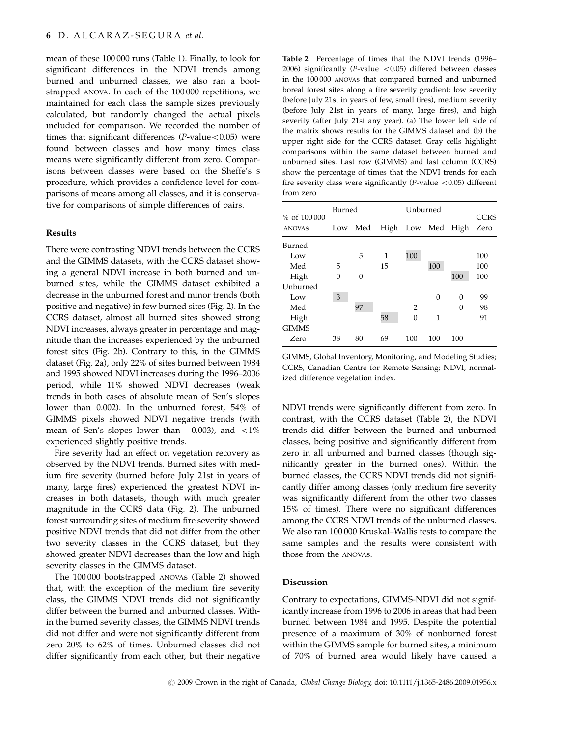mean of these 100 000 runs (Table 1). Finally, to look for significant differences in the NDVI trends among burned and unburned classes, we also ran a bootstrapped ANOVA. In each of the 100 000 repetitions, we maintained for each class the sample sizes previously calculated, but randomly changed the actual pixels included for comparison. We recorded the number of times that significant differences ($P$-value $<0.05$) were found between classes and how many times class means were significantly different from zero. Comparisons between classes were based on the Sheffe's S procedure, which provides a confidence level for comparisons of means among all classes, and it is conservative for comparisons of simple differences of pairs.

## Results

There were contrasting NDVI trends between the CCRS and the GIMMS datasets, with the CCRS dataset showing a general NDVI increase in both burned and unburned sites, while the GIMMS dataset exhibited a decrease in the unburned forest and minor trends (both positive and negative) in few burned sites (Fig. 2). In the CCRS dataset, almost all burned sites showed strong NDVI increases, always greater in percentage and magnitude than the increases experienced by the unburned forest sites (Fig. 2b). Contrary to this, in the GIMMS dataset (Fig. 2a), only 22% of sites burned between 1984 and 1995 showed NDVI increases during the 1996–2006 period, while 11% showed NDVI decreases (weak trends in both cases of absolute mean of Sen's slopes lower than 0.002). In the unburned forest, 54% of GIMMS pixels showed NDVI negative trends (with mean of Sen's slopes lower than $-0.003$), and $<1\%$ experienced slightly positive trends.

Fire severity had an effect on vegetation recovery as observed by the NDVI trends. Burned sites with medium fire severity (burned before July 21st in years of many, large fires) experienced the greatest NDVI increases in both datasets, though with much greater magnitude in the CCRS data (Fig. 2). The unburned forest surrounding sites of medium fire severity showed positive NDVI trends that did not differ from the other two severity classes in the CCRS dataset, but they showed greater NDVI decreases than the low and high severity classes in the GIMMS dataset.

The 100 000 bootstrapped ANOVAs (Table 2) showed that, with the exception of the medium fire severity class, the GIMMS NDVI trends did not significantly differ between the burned and unburned classes. Within the burned severity classes, the GIMMS NDVI trends did not differ and were not significantly different from zero 20% to 62% of times. Unburned classes did not differ significantly from each other, but their negative NDVI trends were significantly different from zero. In contrast, with the CCRS dataset (Table 2), the NDVI trends did differ between the burned and unburned classes, being positive and significantly different from zero in all unburned and burned classes (though significantly greater in the burned ones). Within the burned classes, the CCRS NDVI trends did not significantly differ among classes (only medium fire severity was significantly different from the other two classes 15% of times). There were no significant differences among the CCRS NDVI trends of the unburned classes. We also ran 100 000 Kruskal–Wallis tests to compare the same samples and the results were consistent with those from the ANOVAs.

**Table 2** Percentage of times that the NDVI trends (1996–2006) significantly ($P$-value $<0.05$) differed between classes in the 100 000 ANOVAs that compared burned and unburned boreal forest sites along a fire severity gradient: low severity (before July 21st in years of few, small fires), medium severity (before July 21st in years of many, large fires), and high severity (after July 21st any year). (a) The lower left side of the matrix shows results for the GIMMS dataset and (b) the upper right side for the CCRS dataset. Gray cells highlight comparisons within the same dataset between burned and unburned sites. Last row (GIMMS) and last column (CCRS) show the percentage of times that the NDVI trends for each fire severity class were significantly ($P$-value $<0.05$) different from zero

| % of 100 000 ANOVAS | Burned | | | Unburned | | | CCRS |
|---|---|---|---|---|---|---|---|
| | Low | Med | High | Low | Med | High | Zero |
| Burned | | | | | | | |
| Low | | 5 | 1 | 100 | | | 100 |
| Med | 5 | | 15 | | 100 | | 100 |
| High | 0 | 0 | | | | 100 | 100 |
| Unburned | | | | | | | |
| Low | 3 | | | | 0 | 0 | 99 |
| Med | | 97 | | 2 | | 0 | 98 |
| High | | | 58 | 0 | 1 | | 91 |
| GIMMS | | | | | | | |
| Zero | 38 | 80 | 69 | 100 | 100 | 100 | |

GIMMS, Global Inventory, Monitoring, and Modeling Studies; CCRS, Canadian Centre for Remote Sensing; NDVI, normalized difference vegetation index.

## Discussion

Contrary to expectations, GIMMS-NDVI did not significantly increase from 1996 to 2006 in areas that had been burned between 1984 and 1995. Despite the potential presence of a maximum of 30% of nonburned forest within the GIMMS sample for burned sites, a minimum of 70% of burned area would likely have caused a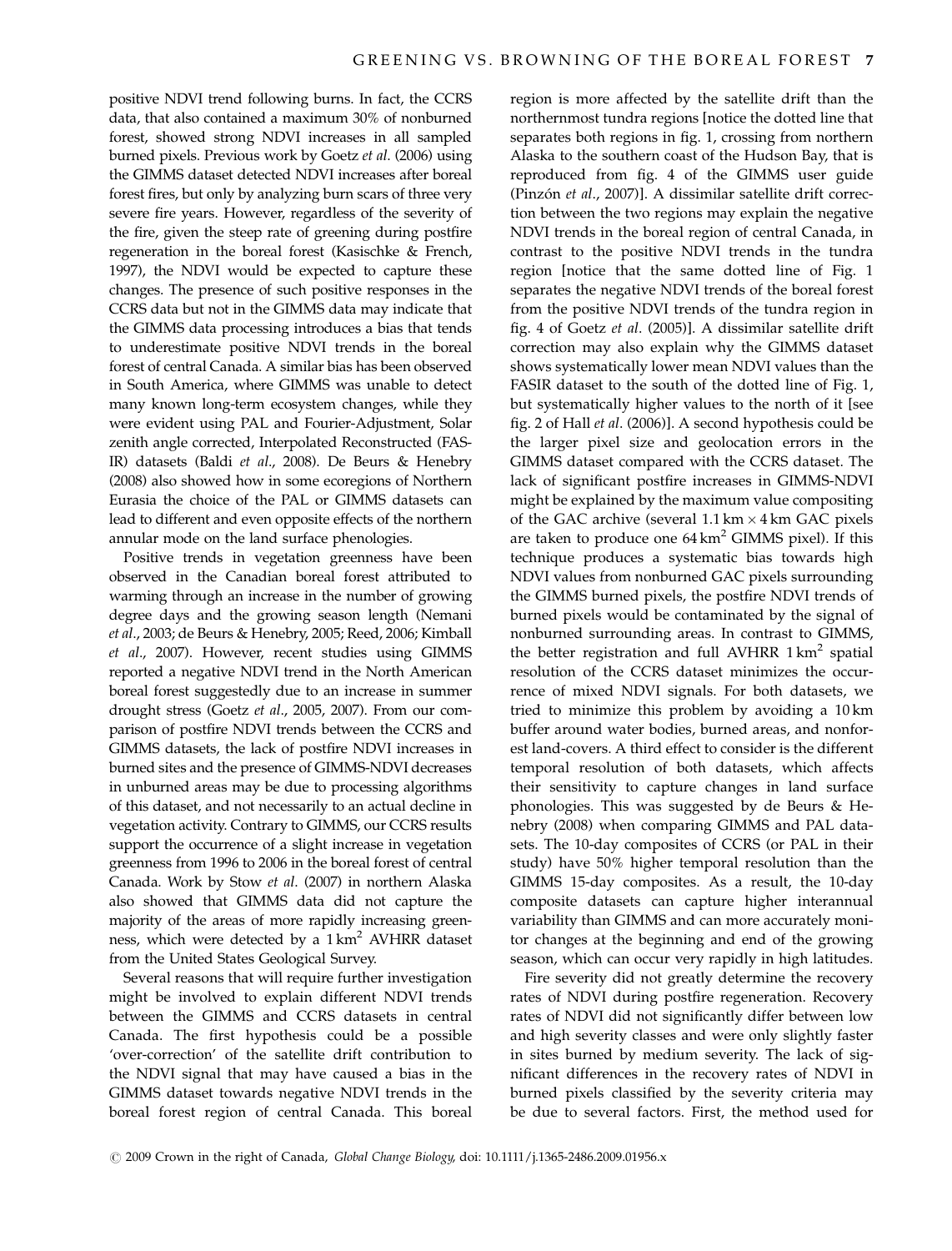positive NDVI trend following burns. In fact, the CCRS data, that also contained a maximum 30% of nonburned forest, showed strong NDVI increases in all sampled burned pixels. Previous work by Goetz *et al.* (2006) using the GIMMS dataset detected NDVI increases after boreal forest fires, but only by analyzing burn scars of three very severe fire years. However, regardless of the severity of the fire, given the steep rate of greening during postfire regeneration in the boreal forest (Kasischke & French, 1997), the NDVI would be expected to capture these changes. The presence of such positive responses in the CCRS data but not in the GIMMS data may indicate that the GIMMS data processing introduces a bias that tends to underestimate positive NDVI trends in the boreal forest of central Canada. A similar bias has been observed in South America, where GIMMS was unable to detect many known long-term ecosystem changes, while they were evident using PAL and Fourier-Adjustment, Solar zenith angle corrected, Interpolated Reconstructed (FASIR) datasets (Baldi *et al.*, 2008). De Beurs & Henebry (2008) also showed how in some ecoregions of Northern Eurasia the choice of the PAL or GIMMS datasets can lead to different and even opposite effects of the northern annular mode on the land surface phenologies.

Positive trends in vegetation greenness have been observed in the Canadian boreal forest attributed to warming through an increase in the number of growing degree days and the growing season length (Nemani *et al.*, 2003; de Beurs & Henebry, 2005; Reed, 2006; Kimball *et al.*, 2007). However, recent studies using GIMMS reported a negative NDVI trend in the North American boreal forest suggestedly due to an increase in summer drought stress (Goetz *et al.*, 2005, 2007). From our comparison of postfire NDVI trends between the CCRS and GIMMS datasets, the lack of postfire NDVI increases in burned sites and the presence of GIMMS-NDVI decreases in unburned areas may be due to processing algorithms of this dataset, and not necessarily to an actual decline in vegetation activity. Contrary to GIMMS, our CCRS results support the occurrence of a slight increase in vegetation greenness from 1996 to 2006 in the boreal forest of central Canada. Work by Stow *et al.* (2007) in northern Alaska also showed that GIMMS data did not capture the majority of the areas of more rapidly increasing greenness, which were detected by a 1 $\text{km}^2$ AVHRR dataset from the United States Geological Survey.

Several reasons that will require further investigation might be involved to explain different NDVI trends between the GIMMS and CCRS datasets in central Canada. The first hypothesis could be a possible 'over-correction' of the satellite drift contribution to the NDVI signal that may have caused a bias in the GIMMS dataset towards negative NDVI trends in the boreal forest region of central Canada. This boreal region is more affected by the satellite drift than the northernmost tundra regions [notice the dotted line that separates both regions in fig. 1, crossing from northern Alaska to the southern coast of the Hudson Bay, that is reproduced from fig. 4 of the GIMMS user guide (Pinzón *et al.*, 2007)]. A dissimilar satellite drift correction between the two regions may explain the negative NDVI trends in the boreal region of central Canada, in contrast to the positive NDVI trends in the tundra region [notice that the same dotted line of Fig. 1 separates the negative NDVI trends of the boreal forest from the positive NDVI trends of the tundra region in fig. 4 of Goetz *et al.* (2005)]. A dissimilar satellite drift correction may also explain why the GIMMS dataset shows systematically lower mean NDVI values than the FASIR dataset to the south of the dotted line of Fig. 1, but systematically higher values to the north of it [see fig. 2 of Hall *et al.* (2006)]. A second hypothesis could be the larger pixel size and geolocation errors in the GIMMS dataset compared with the CCRS dataset. The lack of significant postfire increases in GIMMS-NDVI might be explained by the maximum value compositing of the GAC archive (several 1.1 km × 4 km GAC pixels are taken to produce one 64 $\text{km}^2$ GIMMS pixel). If this technique produces a systematic bias towards high NDVI values from nonburned GAC pixels surrounding the GIMMS burned pixels, the postfire NDVI trends of burned pixels would be contaminated by the signal of nonburned surrounding areas. In contrast to GIMMS, the better registration and full AVHRR 1 $\text{km}^2$ spatial resolution of the CCRS dataset minimizes the occurrence of mixed NDVI signals. For both datasets, we tried to minimize this problem by avoiding a 10 km buffer around water bodies, burned areas, and nonforest land-covers. A third effect to consider is the different temporal resolution of both datasets, which affects their sensitivity to capture changes in land surface phonologies. This was suggested by de Beurs & Henebry (2008) when comparing GIMMS and PAL datasets. The 10-day composites of CCRS (or PAL in their study) have 50% higher temporal resolution than the GIMMS 15-day composites. As a result, the 10-day composite datasets can capture higher interannual variability than GIMMS and can more accurately monitor changes at the beginning and end of the growing season, which can occur very rapidly in high latitudes.

Fire severity did not greatly determine the recovery rates of NDVI during postfire regeneration. Recovery rates of NDVI did not significantly differ between low and high severity classes and were only slightly faster in sites burned by medium severity. The lack of significant differences in the recovery rates of NDVI in burned pixels classified by the severity criteria may be due to several factors. First, the method used for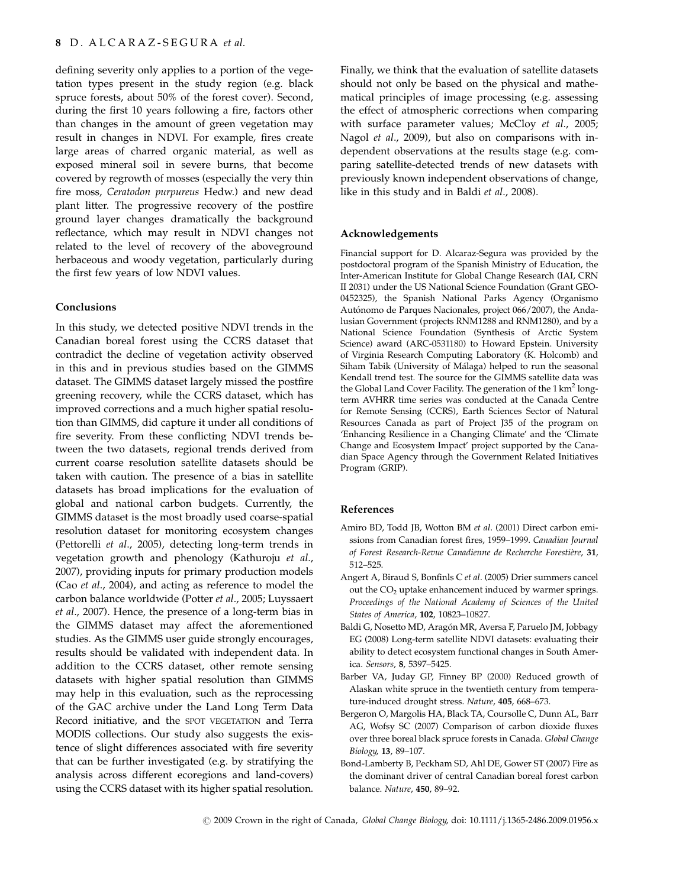defining severity only applies to a portion of the vegetation types present in the study region (e.g. black spruce forests, about 50% of the forest cover). Second, during the first 10 years following a fire, factors other than changes in the amount of green vegetation may result in changes in NDVI. For example, fires create large areas of charred organic material, as well as exposed mineral soil in severe burns, that become covered by regrowth of mosses (especially the very thin fire moss, *Ceratodon purpureus* Hedw.) and new dead plant litter. The progressive recovery of the postfire ground layer changes dramatically the background reflectance, which may result in NDVI changes not related to the level of recovery of the aboveground herbaceous and woody vegetation, particularly during the first few years of low NDVI values.

## Conclusions

In this study, we detected positive NDVI trends in the Canadian boreal forest using the CCRS dataset that contradict the decline of vegetation activity observed in this and in previous studies based on the GIMMS dataset. The GIMMS dataset largely missed the postfire greening recovery, while the CCRS dataset, which has improved corrections and a much higher spatial resolution than GIMMS, did capture it under all conditions of fire severity. From these conflicting NDVI trends between the two datasets, regional trends derived from current coarse resolution satellite datasets should be taken with caution. The presence of a bias in satellite datasets has broad implications for the evaluation of global and national carbon budgets. Currently, the GIMMS dataset is the most broadly used coarse-spatial resolution dataset for monitoring ecosystem changes (Pettorelli *et al*., 2005), detecting long-term trends in vegetation growth and phenology (Kathuroju *et al*., 2007), providing inputs for primary production models (Cao *et al*., 2004), and acting as reference to model the carbon balance worldwide (Potter *et al*., 2005; Luyssaert *et al*., 2007). Hence, the presence of a long-term bias in the GIMMS dataset may affect the aforementioned studies. As the GIMMS user guide strongly encourages, results should be validated with independent data. In addition to the CCRS dataset, other remote sensing datasets with higher spatial resolution than GIMMS may help in this evaluation, such as the reprocessing of the GAC archive under the Land Long Term Data Record initiative, and the SPOT VEGETATION and Terra MODIS collections. Our study also suggests the existence of slight differences associated with fire severity that can be further investigated (e.g. by stratifying the analysis across different ecoregions and land-covers) using the CCRS dataset with its higher spatial resolution.

Finally, we think that the evaluation of satellite datasets should not only be based on the physical and mathematical principles of image processing (e.g. assessing the effect of atmospheric corrections when comparing with surface parameter values; McCloy *et al*., 2005; Nagol *et al*., 2009), but also on comparisons with independent observations at the results stage (e.g. comparing satellite-detected trends of new datasets with previously known independent observations of change, like in this study and in Baldi *et al*., 2008).

## Acknowledgements

Financial support for D. Alcaraz-Segura was provided by the postdoctoral program of the Spanish Ministry of Education, the Inter-American Institute for Global Change Research (IAI, CRN II 2031) under the US National Science Foundation (Grant GEO-0452325), the Spanish National Parks Agency (Organismo Autónomo de Parques Nacionales, project 066/2007), the Andalusian Government (projects RNM1288 and RNM1280), and by a National Science Foundation (Synthesis of Arctic System Science) award (ARC-0531180) to Howard Epstein. University of Virginia Research Computing Laboratory (K. Holcomb) and Siham Tabik (University of Málaga) helped to run the seasonal Kendall trend test. The source for the GIMMS satellite data was the Global Land Cover Facility. The generation of the 1 km$^2$ long-term AVHRR time series was conducted at the Canada Centre for Remote Sensing (CCRS), Earth Sciences Sector of Natural Resources Canada as part of Project J35 of the program on 'Enhancing Resilience in a Changing Climate' and the 'Climate Change and Ecosystem Impact' project supported by the Canadian Space Agency through the Government Related Initiatives Program (GRIP).

## References

Amiro BD, Todd JB, Wotton BM *et al*. (2001) Direct carbon emissions from Canadian forest fires, 1959–1999. *Canadian Journal of Forest Research-Revue Canadienne de Recherche Forestière*, **31**, 512–525.

Angert A, Biraud S, Bonfinls C *et al*. (2005) Drier summers cancel out the $CO_2$ uptake enhancement induced by warmer springs. *Proceedings of the National Academy of Sciences of the United States of America*, **102**, 10823–10827.

Baldi G, Nosetto MD, Aragón MR, Aversa F, Paruelo JM, Jobbagy EG (2008) Long-term satellite NDVI datasets: evaluating their ability to detect ecosystem functional changes in South America. *Sensors*, **8**, 5397–5425.

Barber VA, Juday GP, Finney BP (2000) Reduced growth of Alaskan white spruce in the twentieth century from temperature-induced drought stress. *Nature*, **405**, 668–673.

Bergeron O, Margolis HA, Black TA, Coursolle C, Dunn AL, Barr AG, Wofsy SC (2007) Comparison of carbon dioxide fluxes over three boreal black spruce forests in Canada. *Global Change Biology*, **13**, 89–107.

Bond-Lamberty B, Peckham SD, Ahl DE, Gower ST (2007) Fire as the dominant driver of central Canadian boreal forest carbon balance. *Nature*, **450**, 89–92.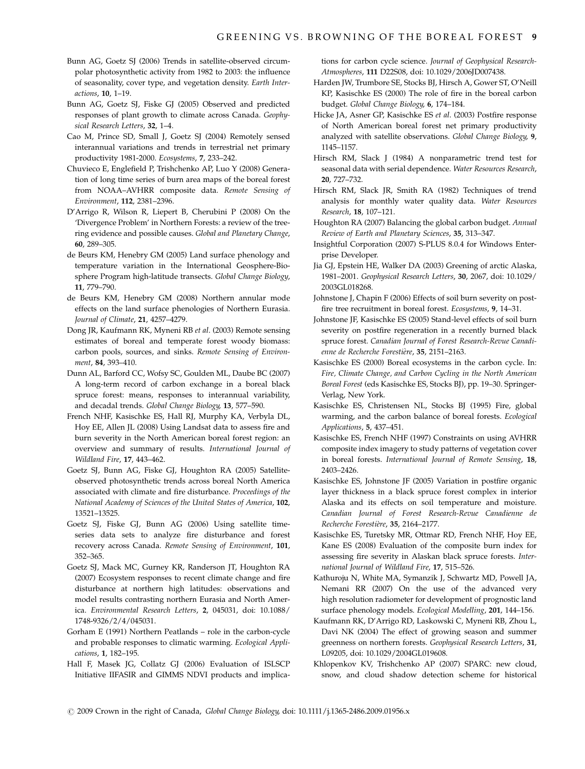Bunn AG, Goetz SJ (2006) Trends in satellite-observed circumpolar photosynthetic activity from 1982 to 2003: the influence of seasonality, cover type, and vegetation density. *Earth Interactions*, **10**, 1–19.

Bunn AG, Goetz SJ, Fiske GJ (2005) Observed and predicted responses of plant growth to climate across Canada. *Geophysical Research Letters*, **32**, 1–4.

Cao M, Prince SD, Small J, Goetz SJ (2004) Remotely sensed interannual variations and trends in terrestrial net primary productivity 1981-2000. *Ecosystems*, **7**, 233–242.

Chuvieco E, Englefield P, Trishchenko AP, Luo Y (2008) Generation of long time series of burn area maps of the boreal forest from NOAA–AVHRR composite data. *Remote Sensing of Environment*, **112**, 2381–2396.

D'Arrigo R, Wilson R, Liepert B, Cherubini P (2008) On the 'Divergence Problem' in Northern Forests: a review of the tree-ring evidence and possible causes. *Global and Planetary Change*, **60**, 289–305.

de Beurs KM, Henebry GM (2005) Land surface phenology and temperature variation in the International Geosphere-Biosphere Program high-latitude transects. *Global Change Biology*, **11**, 779–790.

de Beurs KM, Henebry GM (2008) Northern annular mode effects on the land surface phenologies of Northern Eurasia. *Journal of Climate*, **21**, 4257–4279.

Dong JR, Kaufmann RK, Myneni RB *et al*. (2003) Remote sensing estimates of boreal and temperate forest woody biomass: carbon pools, sources, and sinks. *Remote Sensing of Environment*, **84**, 393–410.

Dunn AL, Barford CC, Wofsy SC, Goulden ML, Daube BC (2007) A long-term record of carbon exchange in a boreal black spruce forest: means, responses to interannual variability, and decadal trends. *Global Change Biology*, **13**, 577–590.

French NHF, Kasischke ES, Hall RJ, Murphy KA, Verbyla DL, Hoy EE, Allen JL (2008) Using Landsat data to assess fire and burn severity in the North American boreal forest region: an overview and summary of results. *International Journal of Wildland Fire*, **17**, 443–462.

Goetz SJ, Bunn AG, Fiske GJ, Houghton RA (2005) Satellite-observed photosynthetic trends across boreal North America associated with climate and fire disturbance. *Proceedings of the National Academy of Sciences of the United States of America*, **102**, 13521–13525.

Goetz SJ, Fiske GJ, Bunn AG (2006) Using satellite time-series data sets to analyze fire disturbance and forest recovery across Canada. *Remote Sensing of Environment*, **101**, 352–365.

Goetz SJ, Mack MC, Gurney KR, Randerson JT, Houghton RA (2007) Ecosystem responses to recent climate change and fire disturbance at northern high latitudes: observations and model results contrasting northern Eurasia and North America. *Environmental Research Letters*, **2**, 045031, doi: 10.1088/1748-9326/2/4/045031.

Gorham E (1991) Northern Peatlands – role in the carbon-cycle and probable responses to climatic warming. *Ecological Applications*, **1**, 182–195.

Hall F, Masek JG, Collatz GJ (2006) Evaluation of ISLSCP Initiative IIFASIR and GIMMS NDVI products and implications for carbon cycle science. *Journal of Geophysical Research-Atmospheres*, **111** D22S08, doi: 10.1029/2006JD007438.

Harden JW, Trumbore SE, Stocks BJ, Hirsch A, Gower ST, O'Neill KP, Kasischke ES (2000) The role of fire in the boreal carbon budget. *Global Change Biology*, **6**, 174–184.

Hicke JA, Asner GP, Kasischke ES *et al*. (2003) Postfire response of North American boreal forest net primary productivity analyzed with satellite observations. *Global Change Biology*, **9**, 1145–1157.

Hirsch RM, Slack J (1984) A nonparametric trend test for seasonal data with serial dependence. *Water Resources Research*, **20**, 727–732.

Hirsch RM, Slack JR, Smith RA (1982) Techniques of trend analysis for monthly water quality data. *Water Resources Research*, **18**, 107–121.

Houghton RA (2007) Balancing the global carbon budget. *Annual Review of Earth and Planetary Sciences*, **35**, 313–347.

Insightful Corporation (2007) S-PLUS 8.0.4 for Windows Enterprise Developer.

Jia GJ, Epstein HE, Walker DA (2003) Greening of arctic Alaska, 1981–2001. *Geophysical Research Letters*, **30**, 2067, doi: 10.1029/2003GL018268.

Johnstone J, Chapin F (2006) Effects of soil burn severity on post-fire tree recruitment in boreal forest. *Ecosystems*, **9**, 14–31.

Johnstone JF, Kasischke ES (2005) Stand-level effects of soil burn severity on postfire regeneration in a recently burned black spruce forest. *Canadian Journal of Forest Research-Revue Canadienne de Recherche Forestière*, **35**, 2151–2163.

Kasischke ES (2000) Boreal ecosystems in the carbon cycle. In: *Fire, Climate Change, and Carbon Cycling in the North American Boreal Forest* (eds Kasischke ES, Stocks BJ), pp. 19–30. Springer-Verlag, New York.

Kasischke ES, Christensen NL, Stocks BJ (1995) Fire, global warming, and the carbon balance of boreal forests. *Ecological Applications*, **5**, 437–451.

Kasischke ES, French NHF (1997) Constraints on using AVHRR composite index imagery to study patterns of vegetation cover in boreal forests. *International Journal of Remote Sensing*, **18**, 2403–2426.

Kasischke ES, Johnstone JF (2005) Variation in postfire organic layer thickness in a black spruce forest complex in interior Alaska and its effects on soil temperature and moisture. *Canadian Journal of Forest Research-Revue Canadienne de Recherche Forestière*, **35**, 2164–2177.

Kasischke ES, Turetsky MR, Ottmar RD, French NHF, Hoy EE, Kane ES (2008) Evaluation of the composite burn index for assessing fire severity in Alaskan black spruce forests. *International Journal of Wildland Fire*, **17**, 515–526.

Kathuroju N, White MA, Symanzik J, Schwartz MD, Powell JA, Nemani RR (2007) On the use of the advanced very high resolution radiometer for development of prognostic land surface phenology models. *Ecological Modelling*, **201**, 144–156.

Kaufmann RK, D'Arrigo RD, Laskowski C, Myneni RB, Zhou L, Davi NK (2004) The effect of growing season and summer greenness on northern forests. *Geophysical Research Letters*, **31**, L09205, doi: 10.1029/2004GL019608.

Khlopenkov KV, Trishchenko AP (2007) SPARC: new cloud, snow, and cloud shadow detection scheme for historical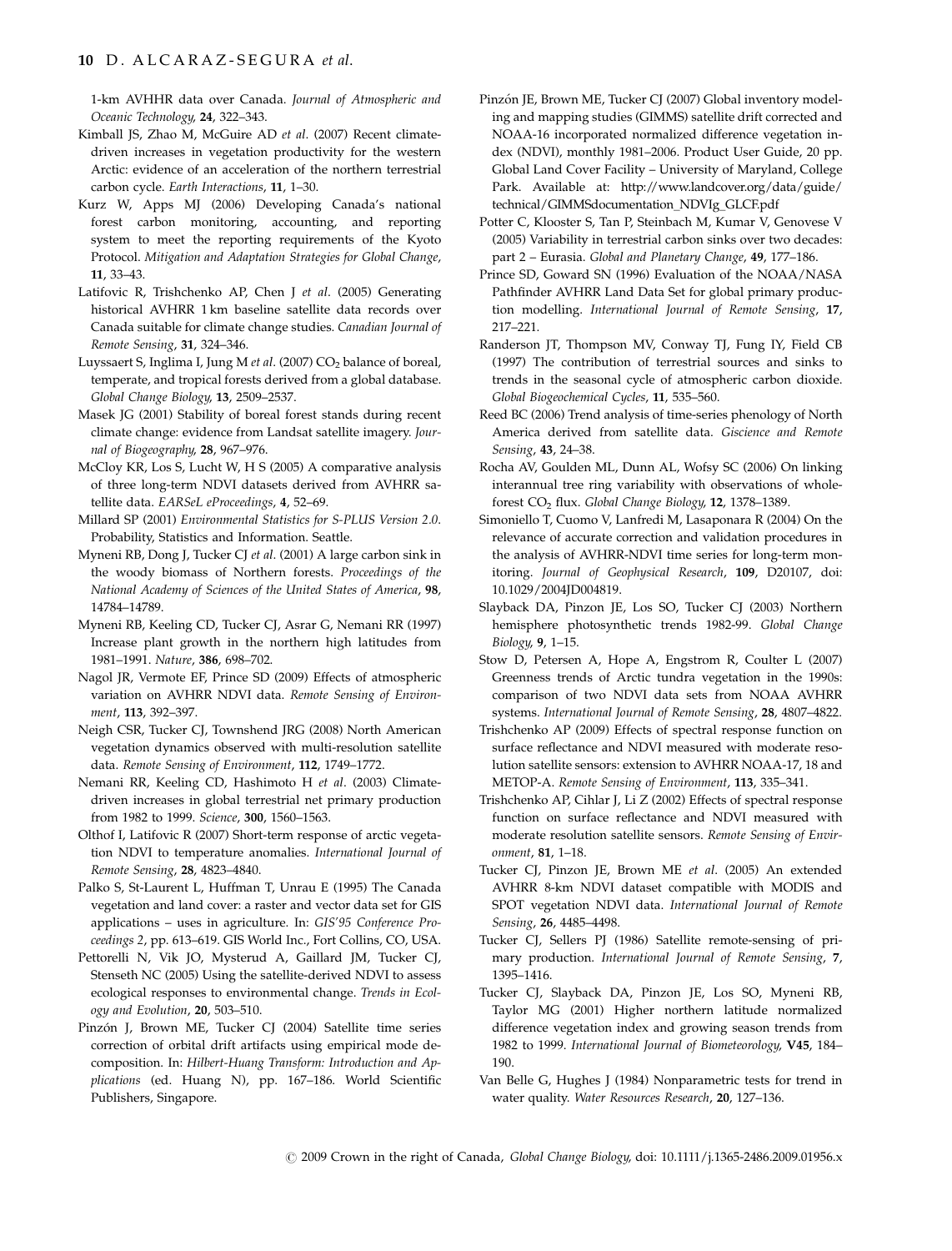1-km AVHHR data over Canada. *Journal of Atmospheric and Oceanic Technology*, **24**, 322–343.

Kimball JS, Zhao M, McGuire AD *et al*. (2007) Recent climate-driven increases in vegetation productivity for the western Arctic: evidence of an acceleration of the northern terrestrial carbon cycle. *Earth Interactions*, **11**, 1–30.

Kurz W, Apps MJ (2006) Developing Canada's national forest carbon monitoring, accounting, and reporting system to meet the reporting requirements of the Kyoto Protocol. *Mitigation and Adaptation Strategies for Global Change*, **11**, 33–43.

Latifovic R, Trishchenko AP, Chen J *et al*. (2005) Generating historical AVHRR 1 km baseline satellite data records over Canada suitable for climate change studies. *Canadian Journal of Remote Sensing*, **31**, 324–346.

Luyssaert S, Inglima I, Jung M *et al*. (2007) $CO_2$ balance of boreal, temperate, and tropical forests derived from a global database. *Global Change Biology*, **13**, 2509–2537.

Masek JG (2001) Stability of boreal forest stands during recent climate change: evidence from Landsat satellite imagery. *Journal of Biogeography*, **28**, 967–976.

McCloy KR, Los S, Lucht W, H S (2005) A comparative analysis of three long-term NDVI datasets derived from AVHRR satellite data. *EARSeL eProceedings*, **4**, 52–69.

Millard SP (2001) *Environmental Statistics for S-PLUS Version 2.0*. Probability, Statistics and Information. Seattle.

Myneni RB, Dong J, Tucker CJ *et al*. (2001) A large carbon sink in the woody biomass of Northern forests. *Proceedings of the National Academy of Sciences of the United States of America*, **98**, 14784–14789.

Myneni RB, Keeling CD, Tucker CJ, Asrar G, Nemani RR (1997) Increase plant growth in the northern high latitudes from 1981–1991. *Nature*, **386**, 698–702.

Nagol JR, Vermote EF, Prince SD (2009) Effects of atmospheric variation on AVHRR NDVI data. *Remote Sensing of Environment*, **113**, 392–397.

Neigh CSR, Tucker CJ, Townshend JRG (2008) North American vegetation dynamics observed with multi-resolution satellite data. *Remote Sensing of Environment*, **112**, 1749–1772.

Nemani RR, Keeling CD, Hashimoto H *et al*. (2003) Climate-driven increases in global terrestrial net primary production from 1982 to 1999. *Science*, **300**, 1560–1563.

Olthof I, Latifovic R (2007) Short-term response of arctic vegetation NDVI to temperature anomalies. *International Journal of Remote Sensing*, **28**, 4823–4840.

Palko S, St-Laurent L, Huffman T, Unrau E (1995) The Canada vegetation and land cover: a raster and vector data set for GIS applications – uses in agriculture. In: *GIS'95 Conference Proceedings 2*, pp. 613–619. GIS World Inc., Fort Collins, CO, USA.

Pettorelli N, Vik JO, Mysterud A, Gaillard JM, Tucker CJ, Stenseth NC (2005) Using the satellite-derived NDVI to assess ecological responses to environmental change. *Trends in Ecology and Evolution*, **20**, 503–510.

Pinzón J, Brown ME, Tucker CJ (2004) Satellite time series correction of orbital drift artifacts using empirical mode decomposition. In: *Hilbert-Huang Transform: Introduction and Applications* (ed. Huang N), pp. 167–186. World Scientific Publishers, Singapore.

Pinzón JE, Brown ME, Tucker CJ (2007) Global inventory modeling and mapping studies (GIMMS) satellite drift corrected and NOAA-16 incorporated normalized difference vegetation index (NDVI), monthly 1981–2006. Product User Guide, 20 pp. Global Land Cover Facility – University of Maryland, College Park. Available at: http://www.landcover.org/data/guide/technical/GIMMSdocumentation_NDVIg_GLCF.pdf

Potter C, Klooster S, Tan P, Steinbach M, Kumar V, Genovese V (2005) Variability in terrestrial carbon sinks over two decades: part 2 – Eurasia. *Global and Planetary Change*, **49**, 177–186.

Prince SD, Goward SN (1996) Evaluation of the NOAA/NASA Pathfinder AVHRR Land Data Set for global primary production modelling. *International Journal of Remote Sensing*, **17**, 217–221.

Randerson JT, Thompson MV, Conway TJ, Fung IY, Field CB (1997) The contribution of terrestrial sources and sinks to trends in the seasonal cycle of atmospheric carbon dioxide. *Global Biogeochemical Cycles*, **11**, 535–560.

Reed BC (2006) Trend analysis of time-series phenology of North America derived from satellite data. *Giscience and Remote Sensing*, **43**, 24–38.

Rocha AV, Goulden ML, Dunn AL, Wofsy SC (2006) On linking interannual tree ring variability with observations of whole-forest $CO_2$ flux. *Global Change Biology*, **12**, 1378–1389.

Simoniello T, Cuomo V, Lanfredi M, Lasaponara R (2004) On the relevance of accurate correction and validation procedures in the analysis of AVHRR-NDVI time series for long-term monitoring. *Journal of Geophysical Research*, **109**, D20107, doi: 10.1029/2004JD004819.

Slayback DA, Pinzon JE, Los SO, Tucker CJ (2003) Northern hemisphere photosynthetic trends 1982-99. *Global Change Biology*, **9**, 1–15.

Stow D, Petersen A, Hope A, Engstrom R, Coulter L (2007) Greenness trends of Arctic tundra vegetation in the 1990s: comparison of two NDVI data sets from NOAA AVHRR systems. *International Journal of Remote Sensing*, **28**, 4807–4822.

Trishchenko AP (2009) Effects of spectral response function on surface reflectance and NDVI measured with moderate resolution satellite sensors: extension to AVHRR NOAA-17, 18 and METOP-A. *Remote Sensing of Environment*, **113**, 335–341.

Trishchenko AP, Cihlar J, Li Z (2002) Effects of spectral response function on surface reflectance and NDVI measured with moderate resolution satellite sensors. *Remote Sensing of Environment*, **81**, 1–18.

Tucker CJ, Pinzon JE, Brown ME *et al*. (2005) An extended AVHRR 8-km NDVI dataset compatible with MODIS and SPOT vegetation NDVI data. *International Journal of Remote Sensing*, **26**, 4485–4498.

Tucker CJ, Sellers PJ (1986) Satellite remote-sensing of primary production. *International Journal of Remote Sensing*, **7**, 1395–1416.

Tucker CJ, Slayback DA, Pinzon JE, Los SO, Myneni RB, Taylor MG (2001) Higher northern latitude normalized difference vegetation index and growing season trends from 1982 to 1999. *International Journal of Biometeorology*, **V45**, 184–190.

Van Belle G, Hughes J (1984) Nonparametric tests for trend in water quality. *Water Resources Research*, **20**, 127–136.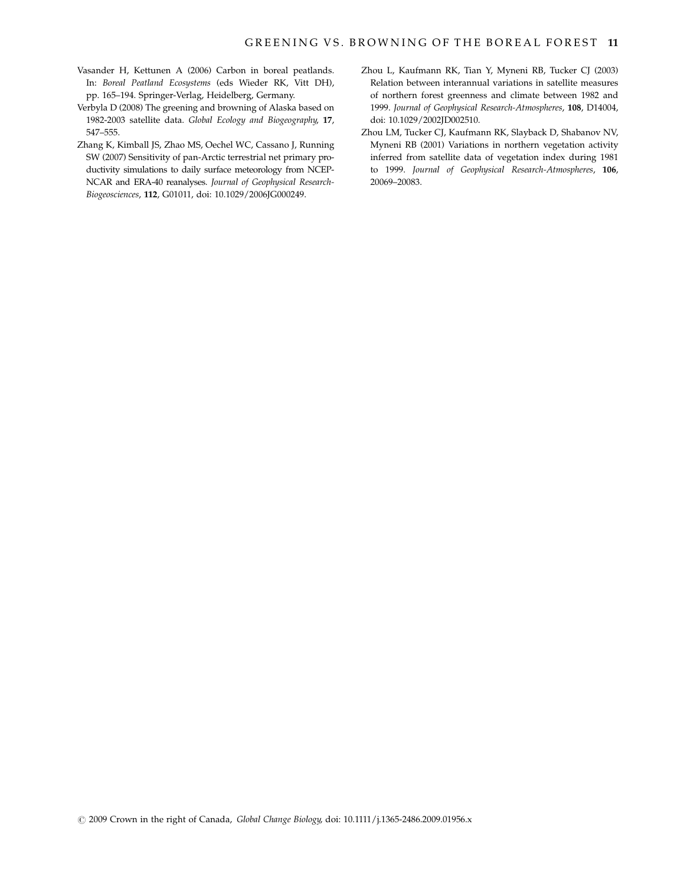Vasander H, Kettunen A (2006) Carbon in boreal peatlands. In: *Boreal Peatland Ecosystems* (eds Wieder RK, Vitt DH), pp. 165–194. Springer-Verlag, Heidelberg, Germany.

Verbyla D (2008) The greening and browning of Alaska based on 1982-2003 satellite data. *Global Ecology and Biogeography*, **17**, 547–555.

Zhang K, Kimball JS, Zhao MS, Oechel WC, Cassano J, Running SW (2007) Sensitivity of pan-Arctic terrestrial net primary productivity simulations to daily surface meteorology from NCEP-NCAR and ERA-40 reanalyses. *Journal of Geophysical Research-Biogeosciences*, **112**, G01011, doi: 10.1029/2006JG000249.

Zhou L, Kaufmann RK, Tian Y, Myneni RB, Tucker CJ (2003) Relation between interannual variations in satellite measures of northern forest greenness and climate between 1982 and 1999. *Journal of Geophysical Research-Atmospheres*, **108**, D14004, doi: 10.1029/2002JD002510.

Zhou LM, Tucker CJ, Kaufmann RK, Slayback D, Shabanov NV, Myneni RB (2001) Variations in northern vegetation activity inferred from satellite data of vegetation index during 1981 to 1999. *Journal of Geophysical Research-Atmospheres*, **106**, 20069–20083.